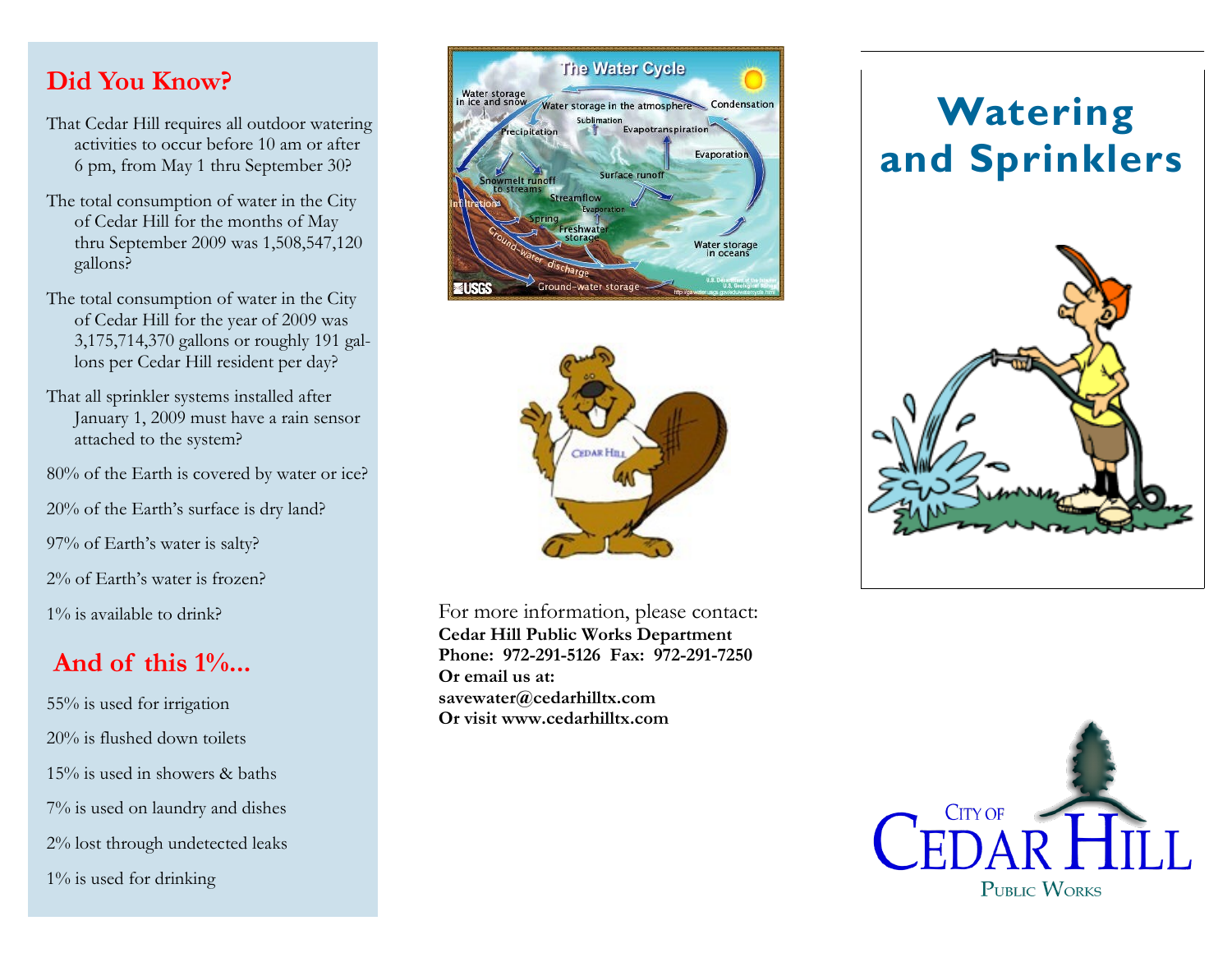## Did You Know?

That Cedar Hill requires all outdoor watering activities to occur before 10 am or after 6 pm, from May 1 thru September 30?

The total consumption of water in the City of Cedar Hill for the months of May thru September 2009 was 1,508,547,120 gallons?

The total consumption of water in the City of Cedar Hill for the year of 2009 was 3,175,714,370 gallons or roughly 191 gallons per Cedar Hill resident per day?

That all sprinkler systems installed after January 1, 2009 must have a rain sensor attached to the system?

80% of the Earth is covered by water or ice?

20% of the Earth's surface is dry land?

97% of Earth's water is salty?

2% of Earth's water is frozen?

1% is available to drink?

## And of this 1%...

55% is used for irrigation

20% is flushed down toilets

15% is used in showers & baths

7% is used on laundry and dishes

2% lost through undetected leaks

1% is used for drinking

For more information, please contact:

**Cedar Hill Public Works Department**
**Phone: 972-291-5126 Fax: 972-291-7250**
**Or email us at:**
**savewater@cedarhilltx.com**
**Or visit www.cedarhilltx.com**

# Watering and Sprinklers

City of Cedar Hill
Public Works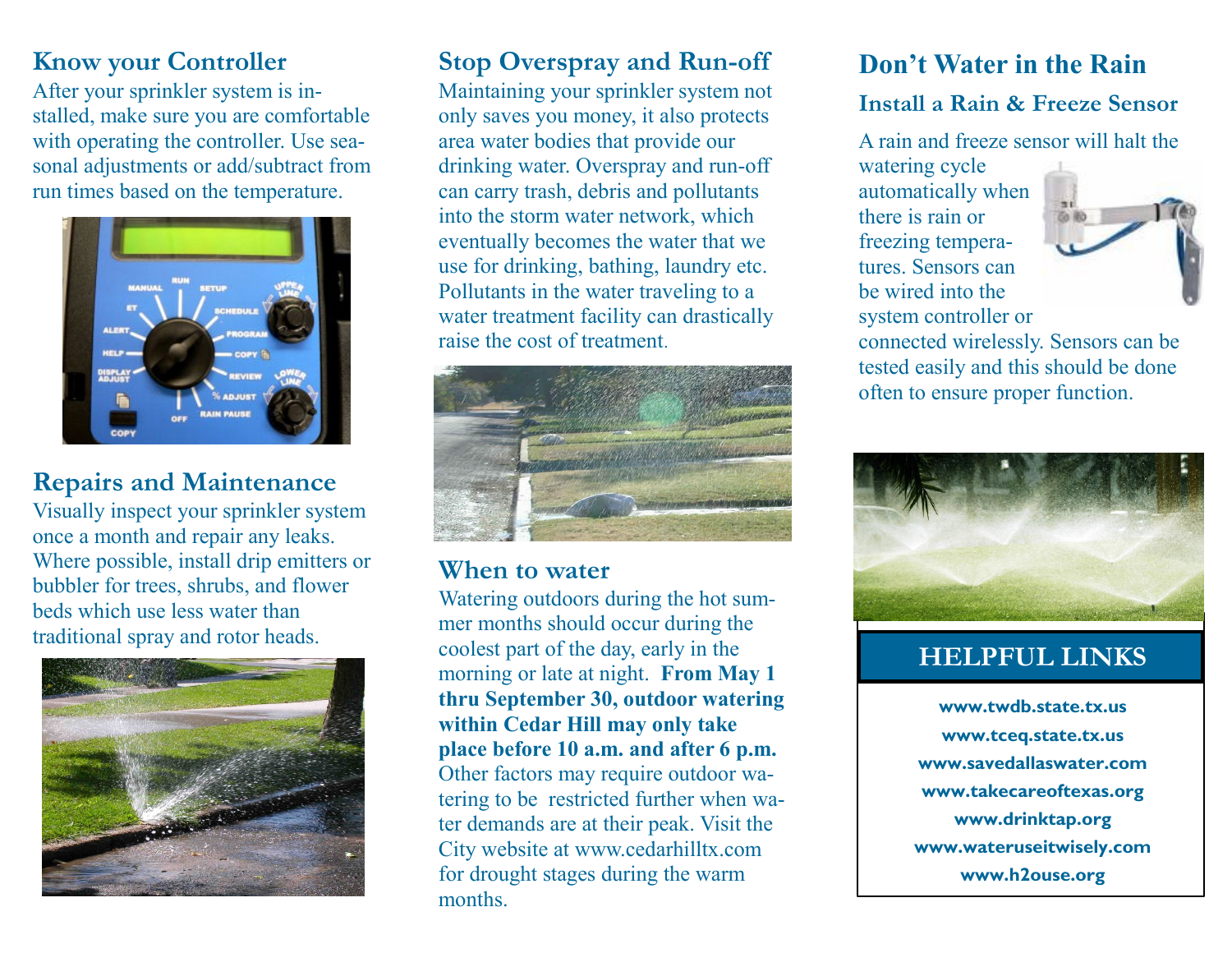## Know your Controller

After your sprinkler system is installed, make sure you are comfortable with operating the controller. Use seasonal adjustments or add/subtract from run times based on the temperature.

## Repairs and Maintenance

Visually inspect your sprinkler system once a month and repair any leaks. Where possible, install drip emitters or bubbler for trees, shrubs, and flower beds which use less water than traditional spray and rotor heads.

## Stop Overspray and Run-off

Maintaining your sprinkler system not only saves you money, it also protects area water bodies that provide our drinking water. Overspray and run-off can carry trash, debris and pollutants into the storm water network, which eventually becomes the water that we use for drinking, bathing, laundry etc. Pollutants in the water traveling to a water treatment facility can drastically raise the cost of treatment.

## When to water

Watering outdoors during the hot summer months should occur during the coolest part of the day, early in the morning or late at night. **From May 1 thru September 30, outdoor watering within Cedar Hill may only take place before 10 a.m. and after 6 p.m.** Other factors may require outdoor watering to be restricted further when water demands are at their peak. Visit the City website at www.cedarhilltx.com for drought stages during the warm months.

## Don't Water in the Rain

### Install a Rain & Freeze Sensor

A rain and freeze sensor will halt the watering cycle automatically when there is rain or freezing temperatures. Sensors can be wired into the system controller or connected wirelessly. Sensors can be tested easily and this should be done often to ensure proper function.

## HELPFUL LINKS

**www.twdb.state.tx.us**
**www.tceq.state.tx.us**
**www.savedallaswater.com**
**www.takecareoftexas.org**
**www.drinktap.org**
**www.wateruseitwisely.com**
**www.h2ouse.org**